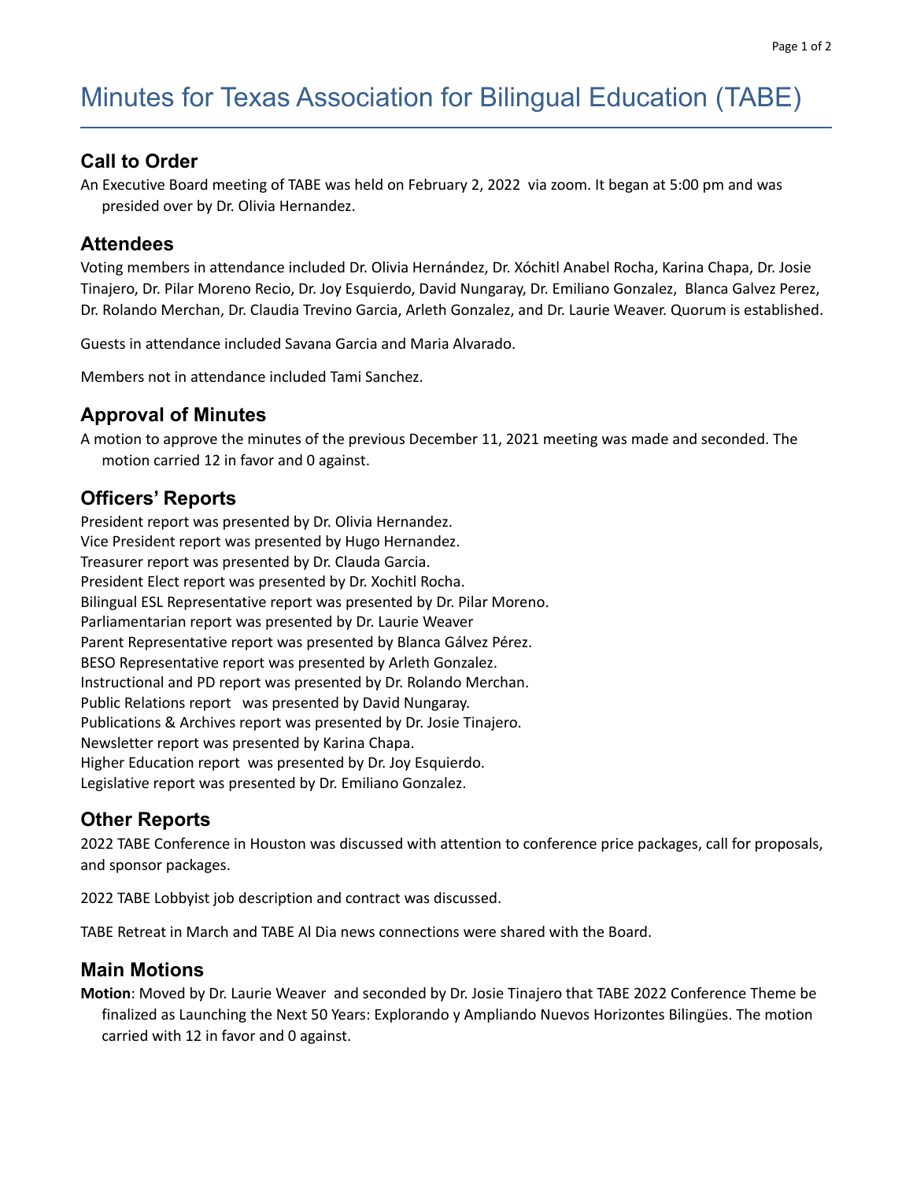# Minutes for Texas Association for Bilingual Education (TABE)

## Call to Order

An Executive Board meeting of TABE was held on February 2, 2022 via zoom. It began at 5:00 pm and was presided over by Dr. Olivia Hernandez.

## Attendees

Voting members in attendance included Dr. Olivia Hernández, Dr. Xóchitl Anabel Rocha, Karina Chapa, Dr. Josie Tinajero, Dr. Pilar Moreno Recio, Dr. Joy Esquierdo, David Nungaray, Dr. Emiliano Gonzalez, Blanca Galvez Perez, Dr. Rolando Merchan, Dr. Claudia Trevino Garcia, Arleth Gonzalez, and Dr. Laurie Weaver. Quorum is established.

Guests in attendance included Savana Garcia and Maria Alvarado.

Members not in attendance included Tami Sanchez.

## Approval of Minutes

A motion to approve the minutes of the previous December 11, 2021 meeting was made and seconded. The motion carried 12 in favor and 0 against.

## Officers' Reports

President report was presented by Dr. Olivia Hernandez.
Vice President report was presented by Hugo Hernandez.
Treasurer report was presented by Dr. Clauda Garcia.
President Elect report was presented by Dr. Xochitl Rocha.
Bilingual ESL Representative report was presented by Dr. Pilar Moreno.
Parliamentarian report was presented by Dr. Laurie Weaver
Parent Representative report was presented by Blanca Gálvez Pérez.
BESO Representative report was presented by Arleth Gonzalez.
Instructional and PD report was presented by Dr. Rolando Merchan.
Public Relations report was presented by David Nungaray.
Publications & Archives report was presented by Dr. Josie Tinajero.
Newsletter report was presented by Karina Chapa.
Higher Education report was presented by Dr. Joy Esquierdo.
Legislative report was presented by Dr. Emiliano Gonzalez.

## Other Reports

2022 TABE Conference in Houston was discussed with attention to conference price packages, call for proposals, and sponsor packages.

2022 TABE Lobbyist job description and contract was discussed.

TABE Retreat in March and TABE Al Dia news connections were shared with the Board.

## Main Motions

**Motion**: Moved by Dr. Laurie Weaver and seconded by Dr. Josie Tinajero that TABE 2022 Conference Theme be finalized as Launching the Next 50 Years: Explorando y Ampliando Nuevos Horizontes Bilingües. The motion carried with 12 in favor and 0 against.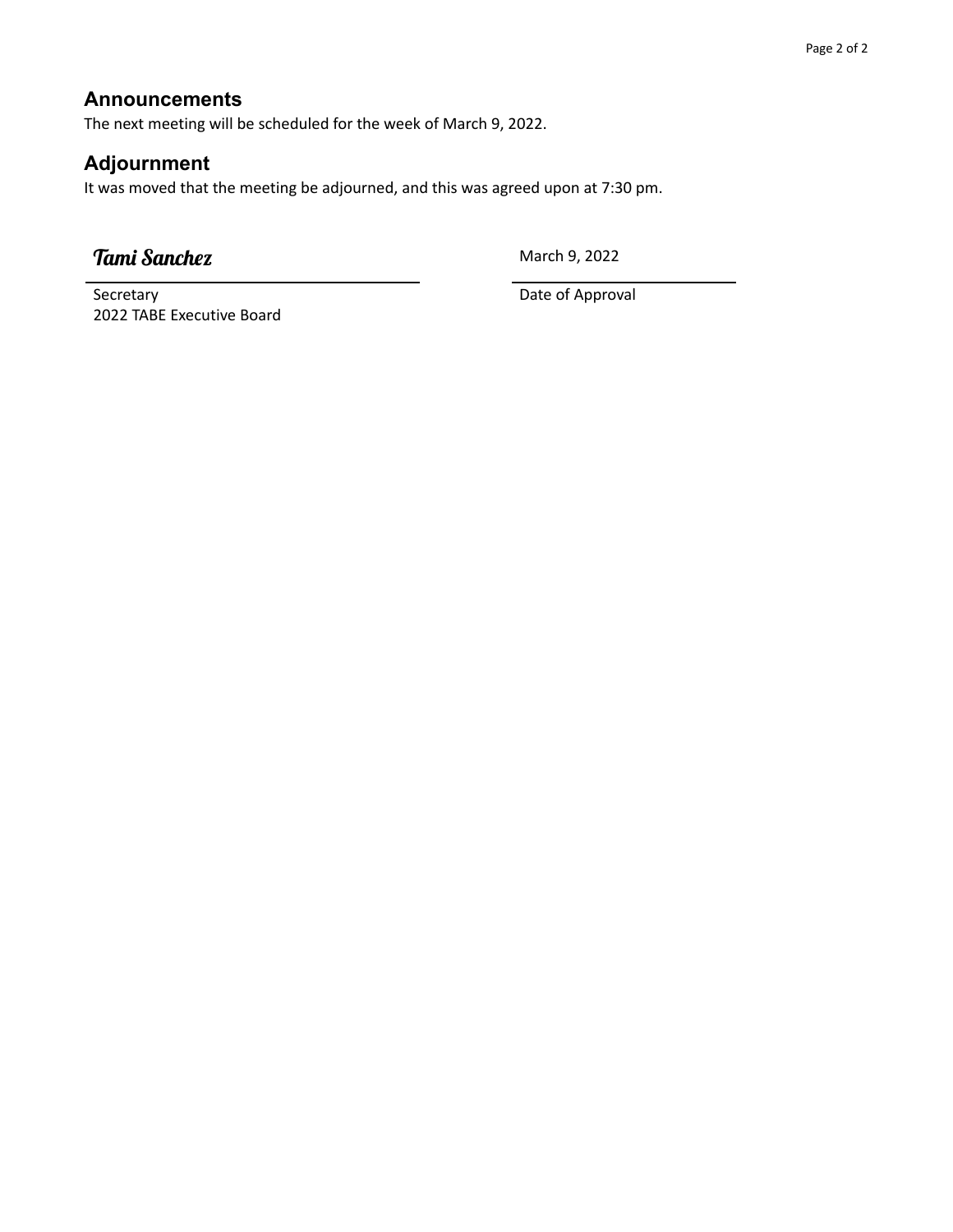## Announcements

The next meeting will be scheduled for the week of March 9, 2022.

## Adjournment

It was moved that the meeting be adjourned, and this was agreed upon at 7:30 pm.

*Tami Sanchez*

Secretary
2022 TABE Executive Board

March 9, 2022

Date of Approval